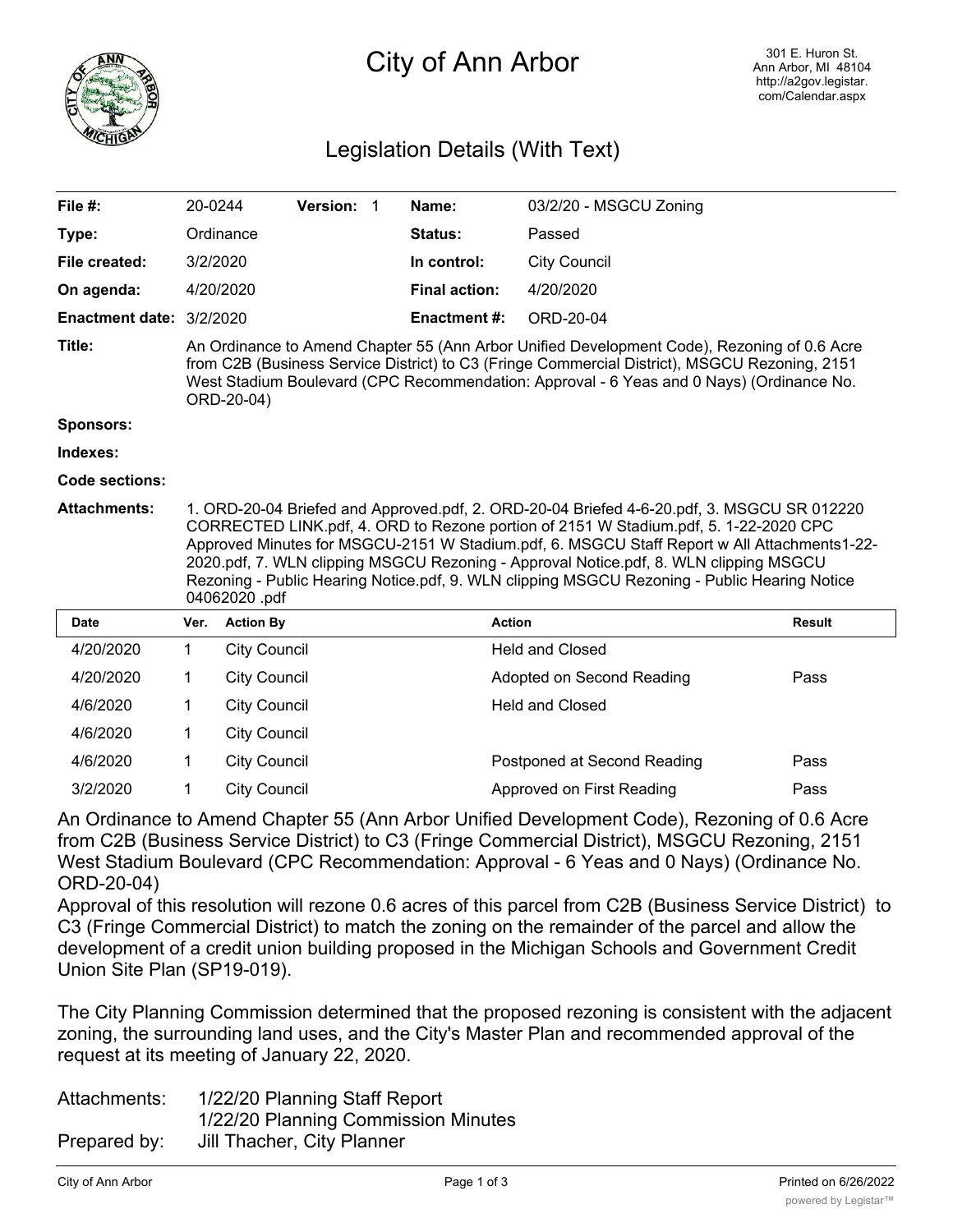# City of Ann Arbor

301 E. Huron St.
Ann Arbor, MI 48104
http://a2gov.legistar.com/Calendar.aspx

## Legislation Details (With Text)

| | | | | | |
|---|---|---|---|---|---|
| **File #:** | 20-0244 | **Version:** | 1 | **Name:** | 03/2/20 - MSGCU Zoning |
| **Type:** | Ordinance | | | **Status:** | Passed |
| **File created:** | 3/2/2020 | | | **In control:** | City Council |
| **On agenda:** | 4/20/2020 | | | **Final action:** | 4/20/2020 |
| **Enactment date:** | 3/2/2020 | | | **Enactment #:** | ORD-20-04 |

**Title:** An Ordinance to Amend Chapter 55 (Ann Arbor Unified Development Code), Rezoning of 0.6 Acre from C2B (Business Service District) to C3 (Fringe Commercial District), MSGCU Rezoning, 2151 West Stadium Boulevard (CPC Recommendation: Approval - 6 Yeas and 0 Nays) (Ordinance No. ORD-20-04)

**Sponsors:**

**Indexes:**

**Code sections:**

**Attachments:** 1. ORD-20-04 Briefed and Approved.pdf, 2. ORD-20-04 Briefed 4-6-20.pdf, 3. MSGCU SR 012220 CORRECTED LINK.pdf, 4. ORD to Rezone portion of 2151 W Stadium.pdf, 5. 1-22-2020 CPC Approved Minutes for MSGCU-2151 W Stadium.pdf, 6. MSGCU Staff Report w All Attachments1-22-2020.pdf, 7. WLN clipping MSGCU Rezoning - Approval Notice.pdf, 8. WLN clipping MSGCU Rezoning - Public Hearing Notice.pdf, 9. WLN clipping MSGCU Rezoning - Public Hearing Notice 04062020 .pdf

| Date | Ver. | Action By | Action | Result |
|---|---|---|---|---|
| 4/20/2020 | 1 | City Council | Held and Closed | |
| 4/20/2020 | 1 | City Council | Adopted on Second Reading | Pass |
| 4/6/2020 | 1 | City Council | Held and Closed | |
| 4/6/2020 | 1 | City Council | | |
| 4/6/2020 | 1 | City Council | Postponed at Second Reading | Pass |
| 3/2/2020 | 1 | City Council | Approved on First Reading | Pass |

An Ordinance to Amend Chapter 55 (Ann Arbor Unified Development Code), Rezoning of 0.6 Acre from C2B (Business Service District) to C3 (Fringe Commercial District), MSGCU Rezoning, 2151 West Stadium Boulevard (CPC Recommendation: Approval - 6 Yeas and 0 Nays) (Ordinance No. ORD-20-04)

Approval of this resolution will rezone 0.6 acres of this parcel from C2B (Business Service District) to C3 (Fringe Commercial District) to match the zoning on the remainder of the parcel and allow the development of a credit union building proposed in the Michigan Schools and Government Credit Union Site Plan (SP19-019).

The City Planning Commission determined that the proposed rezoning is consistent with the adjacent zoning, the surrounding land uses, and the City's Master Plan and recommended approval of the request at its meeting of January 22, 2020.

Attachments: 1/22/20 Planning Staff Report
1/22/20 Planning Commission Minutes

Prepared by: Jill Thacher, City Planner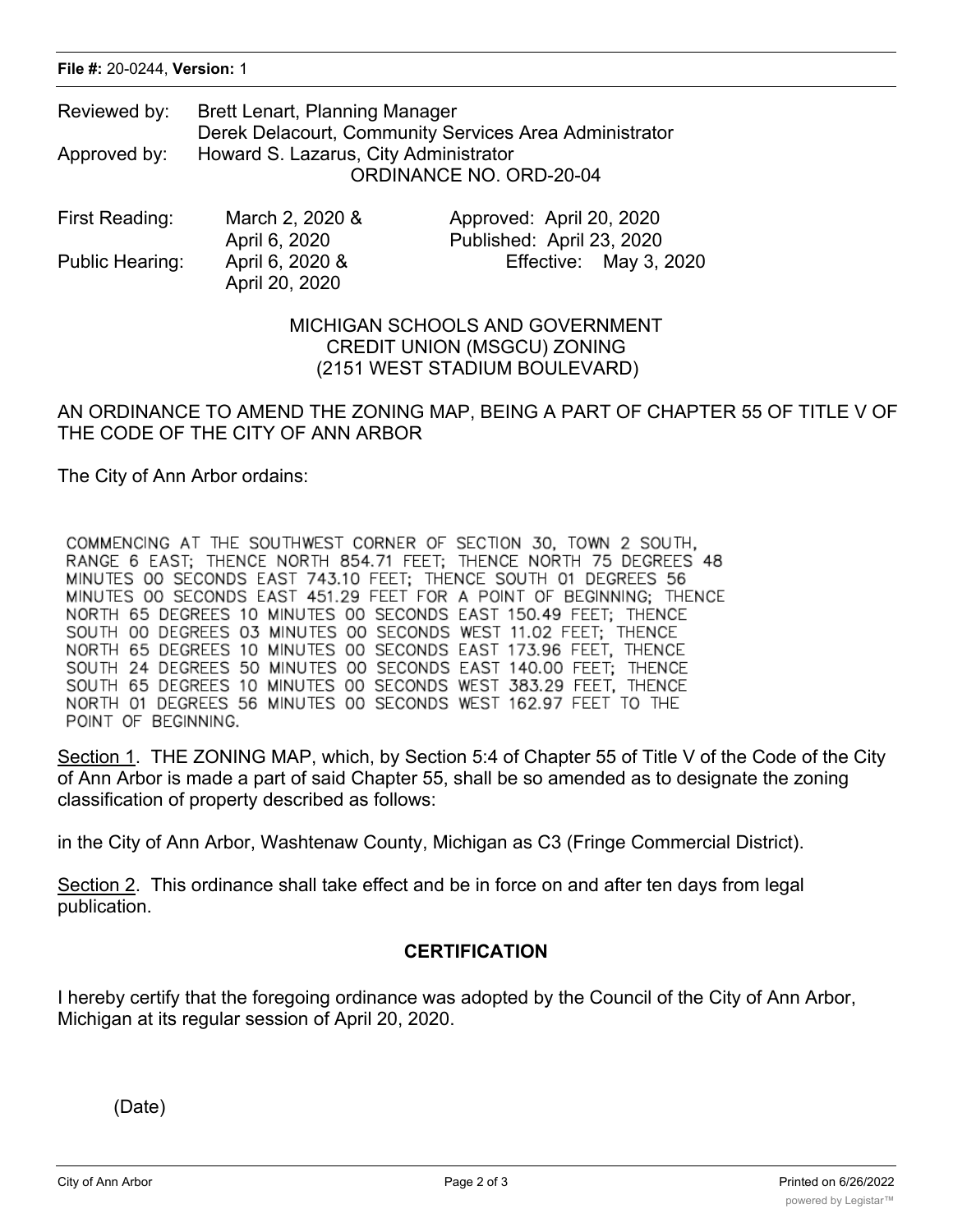**File #:** 20-0244, **Version:** 1

Reviewed by: Brett Lenart, Planning Manager
Derek Delacourt, Community Services Area Administrator
Approved by: Howard S. Lazarus, City Administrator

ORDINANCE NO. ORD-20-04

| | | |
|---|---|---|
| First Reading: | March 2, 2020 & April 6, 2020 | Approved: April 20, 2020 |
| | | Published: April 23, 2020 |
| Public Hearing: | April 6, 2020 & April 20, 2020 | Effective: May 3, 2020 |

MICHIGAN SCHOOLS AND GOVERNMENT CREDIT UNION (MSGCU) ZONING
(2151 WEST STADIUM BOULEVARD)

AN ORDINANCE TO AMEND THE ZONING MAP, BEING A PART OF CHAPTER 55 OF TITLE V OF THE CODE OF THE CITY OF ANN ARBOR

The City of Ann Arbor ordains:

COMMENCING AT THE SOUTHWEST CORNER OF SECTION 30, TOWN 2 SOUTH, RANGE 6 EAST; THENCE NORTH 854.71 FEET; THENCE NORTH 75 DEGREES 48 MINUTES 00 SECONDS EAST 743.10 FEET; THENCE SOUTH 01 DEGREES 56 MINUTES 00 SECONDS EAST 451.29 FEET FOR A POINT OF BEGINNING; THENCE NORTH 65 DEGREES 10 MINUTES 00 SECONDS EAST 150.49 FEET; THENCE SOUTH 00 DEGREES 03 MINUTES 00 SECONDS WEST 11.02 FEET; THENCE NORTH 65 DEGREES 10 MINUTES 00 SECONDS EAST 173.96 FEET, THENCE SOUTH 24 DEGREES 50 MINUTES 00 SECONDS EAST 140.00 FEET; THENCE SOUTH 65 DEGREES 10 MINUTES 00 SECONDS WEST 383.29 FEET, THENCE NORTH 01 DEGREES 56 MINUTES 00 SECONDS WEST 162.97 FEET TO THE POINT OF BEGINNING.

Section 1. THE ZONING MAP, which, by Section 5:4 of Chapter 55 of Title V of the Code of the City of Ann Arbor is made a part of said Chapter 55, shall be so amended as to designate the zoning classification of property described as follows:

in the City of Ann Arbor, Washtenaw County, Michigan as C3 (Fringe Commercial District).

Section 2. This ordinance shall take effect and be in force on and after ten days from legal publication.

**CERTIFICATION**

I hereby certify that the foregoing ordinance was adopted by the Council of the City of Ann Arbor, Michigan at its regular session of April 20, 2020.

(Date)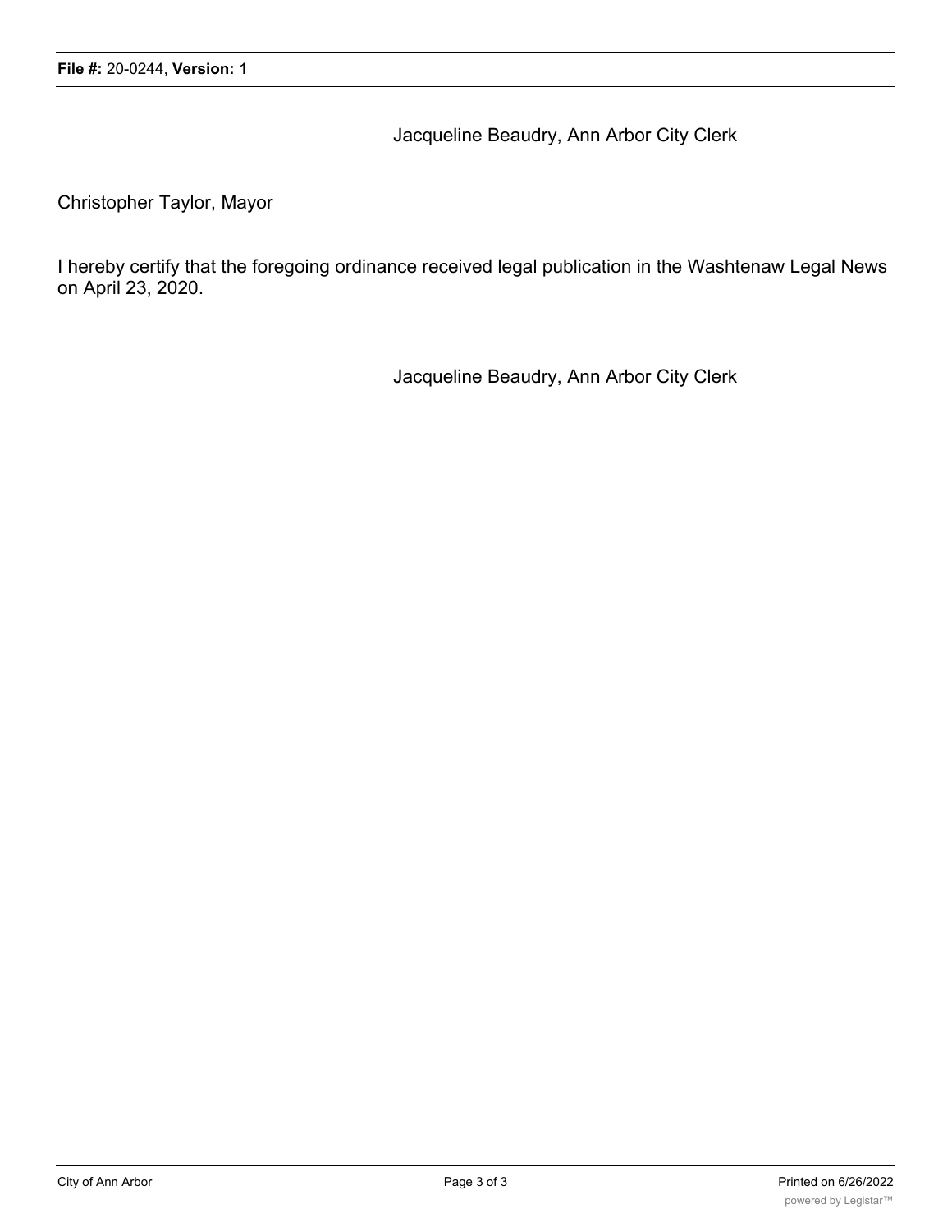Jacqueline Beaudry, Ann Arbor City Clerk

Christopher Taylor, Mayor

I hereby certify that the foregoing ordinance received legal publication in the Washtenaw Legal News on April 23, 2020.

Jacqueline Beaudry, Ann Arbor City Clerk